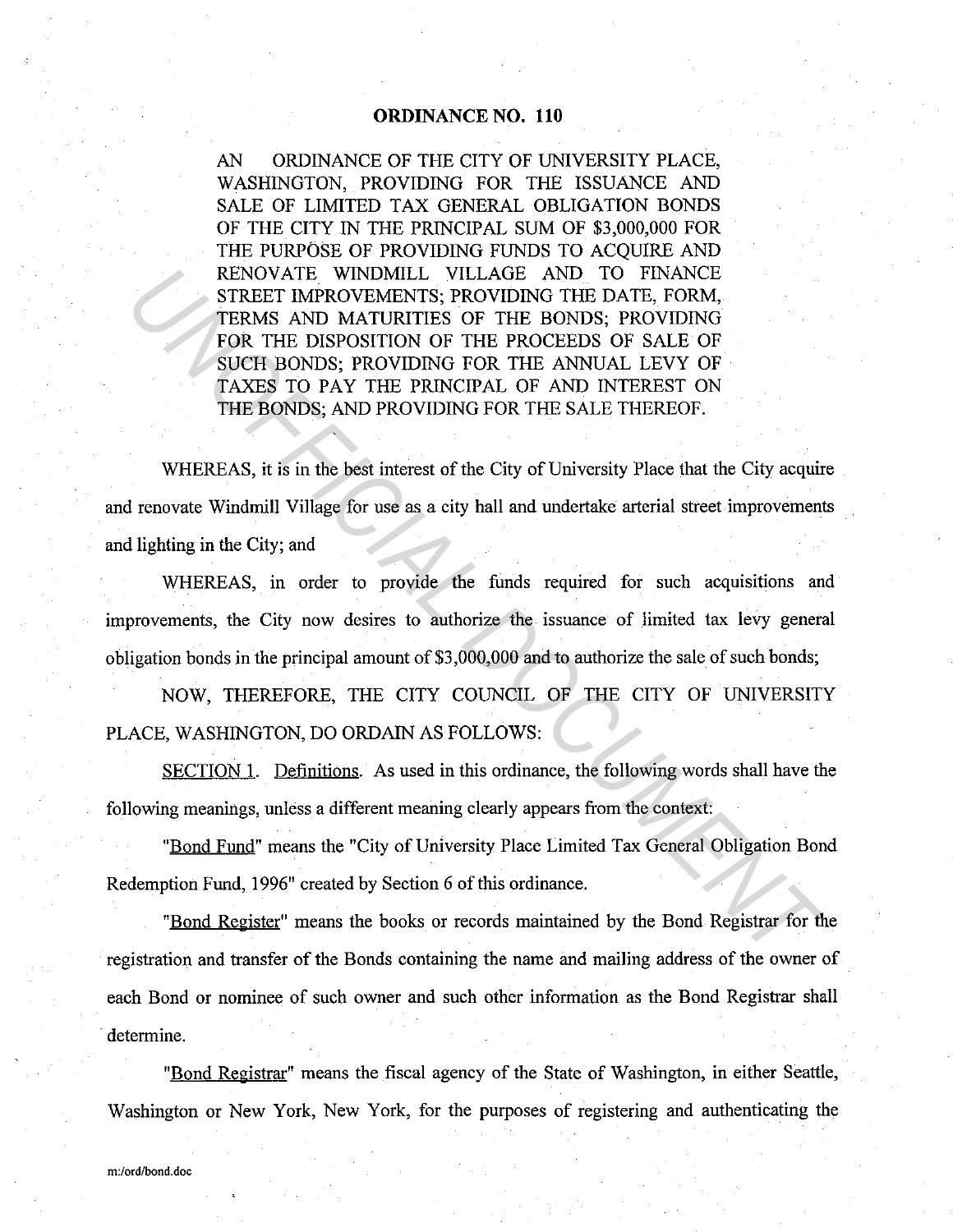# ORDINANCE NO. 110

AN ORDINANCE OF THE CITY OF UNIVERSITY PLACE, WASHINGTON, PROVIDING FOR THE ISSUANCE AND SALE OF LIMITED TAX GENERAL OBLIGATION BONDS OF THE CITY IN THE PRINCIPAL SUM OF $3,000,000 FOR THE PURPOSE OF PROVIDING FUNDS TO ACQUIRE AND RENOVATE WINDMILL VILLAGE AND TO FINANCE STREET IMPROVEMENTS; PROVIDING THE DATE, FORM, TERMS AND MATURITIES OF THE BONDS; PROVIDING FOR THE DISPOSITION OF THE PROCEEDS OF SALE OF SUCH BONDS; PROVIDING FOR THE ANNUAL LEVY OF TAXES TO PAY THE PRINCIPAL OF AND INTEREST ON THE BONDS; AND PROVIDING FOR THE SALE THEREOF.

WHEREAS, it is in the best interest of the City of University Place that the City acquire and renovate Windmill Village for use as a city hall and undertake arterial street improvements and lighting in the City; and

WHEREAS, in order to provide the funds required for such acquisitions and improvements, the City now desires to authorize the issuance of limited tax levy general obligation bonds in the principal amount of $3,000,000 and to authorize the sale of such bonds;

NOW, THEREFORE, THE CITY COUNCIL OF THE CITY OF UNIVERSITY PLACE, WASHINGTON, DO ORDAIN AS FOLLOWS:

<u>SECTION 1</u>. <u>Definitions</u>. As used in this ordinance, the following words shall have the following meanings, unless a different meaning clearly appears from the context:

"<u>Bond Fund</u>" means the "City of University Place Limited Tax General Obligation Bond Redemption Fund, 1996" created by Section 6 of this ordinance.

"<u>Bond Register</u>" means the books or records maintained by the Bond Registrar for the registration and transfer of the Bonds containing the name and mailing address of the owner of each Bond or nominee of such owner and such other information as the Bond Registrar shall determine.

"<u>Bond Registrar</u>" means the fiscal agency of the State of Washington, in either Seattle, Washington or New York, New York, for the purposes of registering and authenticating the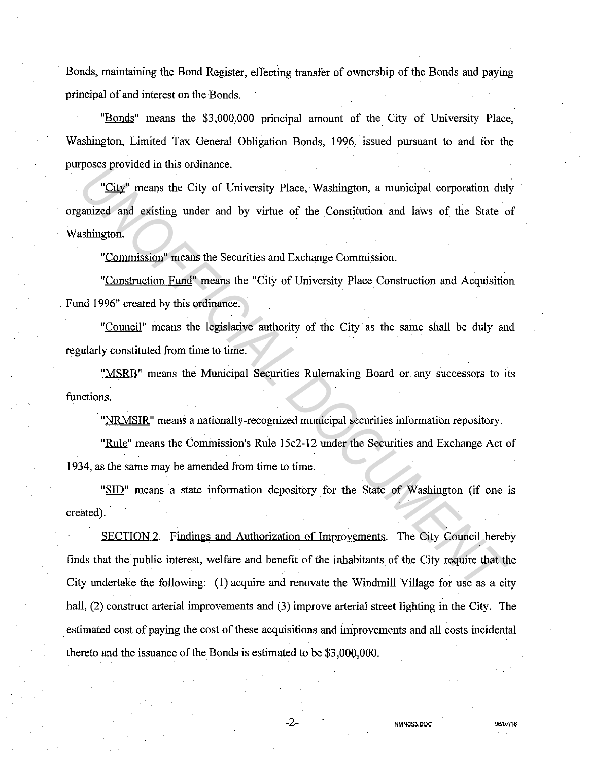Bonds, maintaining the Bond Register, effecting transfer of ownership of the Bonds and paying principal of and interest on the Bonds.

"Bonds" means the $3,000,000 principal amount of the City of University Place, Washington, Limited Tax General Obligation Bonds, 1996, issued pursuant to and for the purposes provided in this ordinance.

"City" means the City of University Place, Washington, a municipal corporation duly organized and existing under and by virtue of the Constitution and laws of the State of Washington.

"Commission" means the Securities and Exchange Commission.

"Construction Fund" means the "City of University Place Construction and Acquisition Fund 1996" created by this ordinance.

"Council" means the legislative authority of the City as the same shall be duly and regularly constituted from time to time.

"MSRB" means the Municipal Securities Rulemaking Board or any successors to its functions.

"NRMSIR" means a nationally-recognized municipal securities information repository.

"Rule" means the Commission's Rule 15c2-12 under the Securities and Exchange Act of 1934, as the same may be amended from time to time.

"SID" means a state information depository for the State of Washington (if one is created).

SECTION 2. Findings and Authorization of Improvements. The City Council hereby finds that the public interest, welfare and benefit of the inhabitants of the City require that the City undertake the following: (1) acquire and renovate the Windmill Village for use as a city hall, (2) construct arterial improvements and (3) improve arterial street lighting in the City. The estimated cost of paying the cost of these acquisitions and improvements and all costs incidental thereto and the issuance of the Bonds is estimated to be $3,000,000.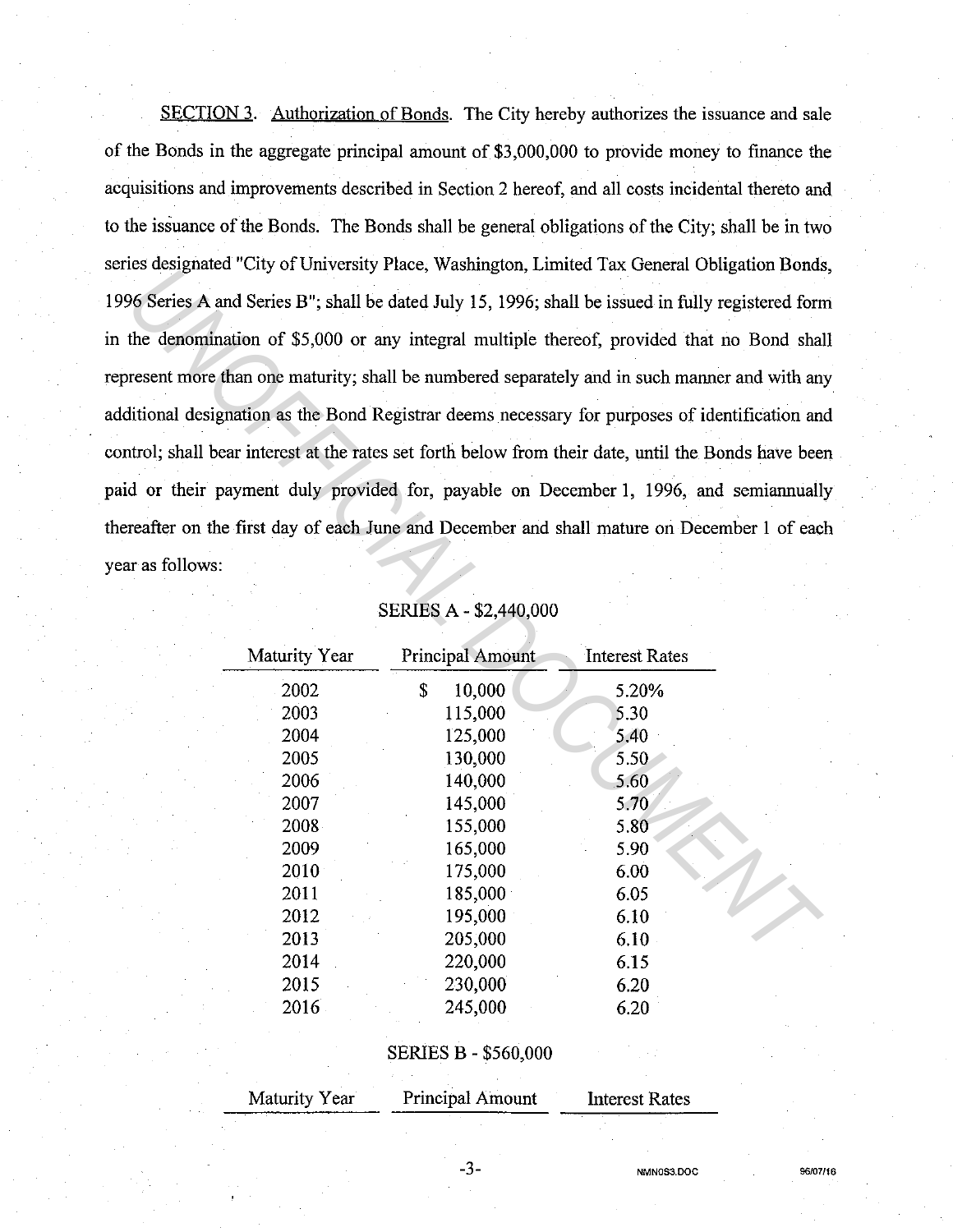SECTION 3. Authorization of Bonds. The City hereby authorizes the issuance and sale of the Bonds in the aggregate principal amount of $3,000,000 to provide money to finance the acquisitions and improvements described in Section 2 hereof, and all costs incidental thereto and to the issuance of the Bonds. The Bonds shall be general obligations of the City; shall be in two series designated "City of University Place, Washington, Limited Tax General Obligation Bonds, 1996 Series A and Series B"; shall be dated July 15, 1996; shall be issued in fully registered form in the denomination of $5,000 or any integral multiple thereof, provided that no Bond shall represent more than one maturity; shall be numbered separately and in such manner and with any additional designation as the Bond Registrar deems necessary for purposes of identification and control; shall bear interest at the rates set forth below from their date, until the Bonds have been paid or their payment duly provided for, payable on December 1, 1996, and semiannually thereafter on the first day of each June and December and shall mature on December 1 of each year as follows:

SERIES A - $2,440,000

| Maturity Year | Principal Amount | Interest Rates |
|---|---|---|
| 2002 | $ 10,000 | 5.20% |
| 2003 | 115,000 | 5.30 |
| 2004 | 125,000 | 5.40 |
| 2005 | 130,000 | 5.50 |
| 2006 | 140,000 | 5.60 |
| 2007 | 145,000 | 5.70 |
| 2008 | 155,000 | 5.80 |
| 2009 | 165,000 | 5.90 |
| 2010 | 175,000 | 6.00 |
| 2011 | 185,000 | 6.05 |
| 2012 | 195,000 | 6.10 |
| 2013 | 205,000 | 6.10 |
| 2014 | 220,000 | 6.15 |
| 2015 | 230,000 | 6.20 |
| 2016 | 245,000 | 6.20 |

SERIES B - $560,000

| Maturity Year | Principal Amount | Interest Rates |
|---|---|---|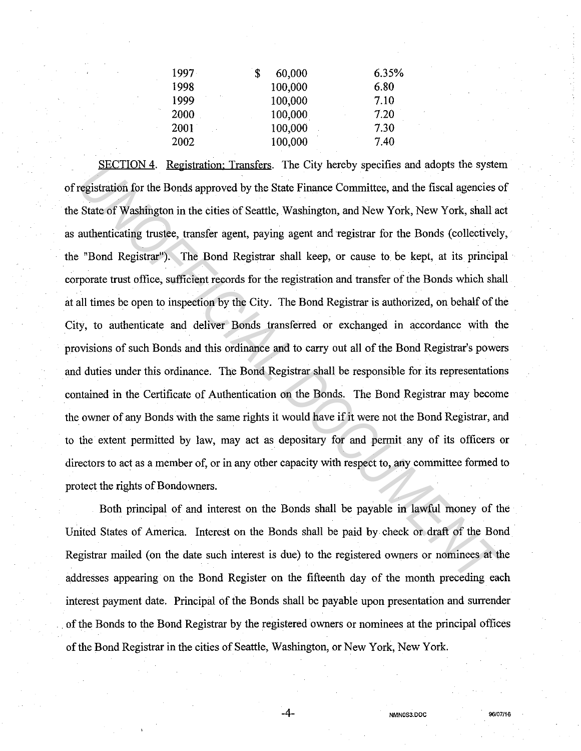| | | |
|---|---|---|
| 1997 | $ 60,000 | 6.35% |
| 1998 | 100,000 | 6.80 |
| 1999 | 100,000 | 7.10 |
| 2000 | 100,000 | 7.20 |
| 2001 | 100,000 | 7.30 |
| 2002 | 100,000 | 7.40 |

SECTION 4. Registration; Transfers. The City hereby specifies and adopts the system of registration for the Bonds approved by the State Finance Committee, and the fiscal agencies of the State of Washington in the cities of Seattle, Washington, and New York, New York, shall act as authenticating trustee, transfer agent, paying agent and registrar for the Bonds (collectively, the "Bond Registrar"). The Bond Registrar shall keep, or cause to be kept, at its principal corporate trust office, sufficient records for the registration and transfer of the Bonds which shall at all times be open to inspection by the City. The Bond Registrar is authorized, on behalf of the City, to authenticate and deliver Bonds transferred or exchanged in accordance with the provisions of such Bonds and this ordinance and to carry out all of the Bond Registrar's powers and duties under this ordinance. The Bond Registrar shall be responsible for its representations contained in the Certificate of Authentication on the Bonds. The Bond Registrar may become the owner of any Bonds with the same rights it would have if it were not the Bond Registrar, and to the extent permitted by law, may act as depositary for and permit any of its officers or directors to act as a member of, or in any other capacity with respect to, any committee formed to protect the rights of Bondowners.

Both principal of and interest on the Bonds shall be payable in lawful money of the United States of America. Interest on the Bonds shall be paid by check or draft of the Bond Registrar mailed (on the date such interest is due) to the registered owners or nominees at the addresses appearing on the Bond Register on the fifteenth day of the month preceding each interest payment date. Principal of the Bonds shall be payable upon presentation and surrender of the Bonds to the Bond Registrar by the registered owners or nominees at the principal offices of the Bond Registrar in the cities of Seattle, Washington, or New York, New York.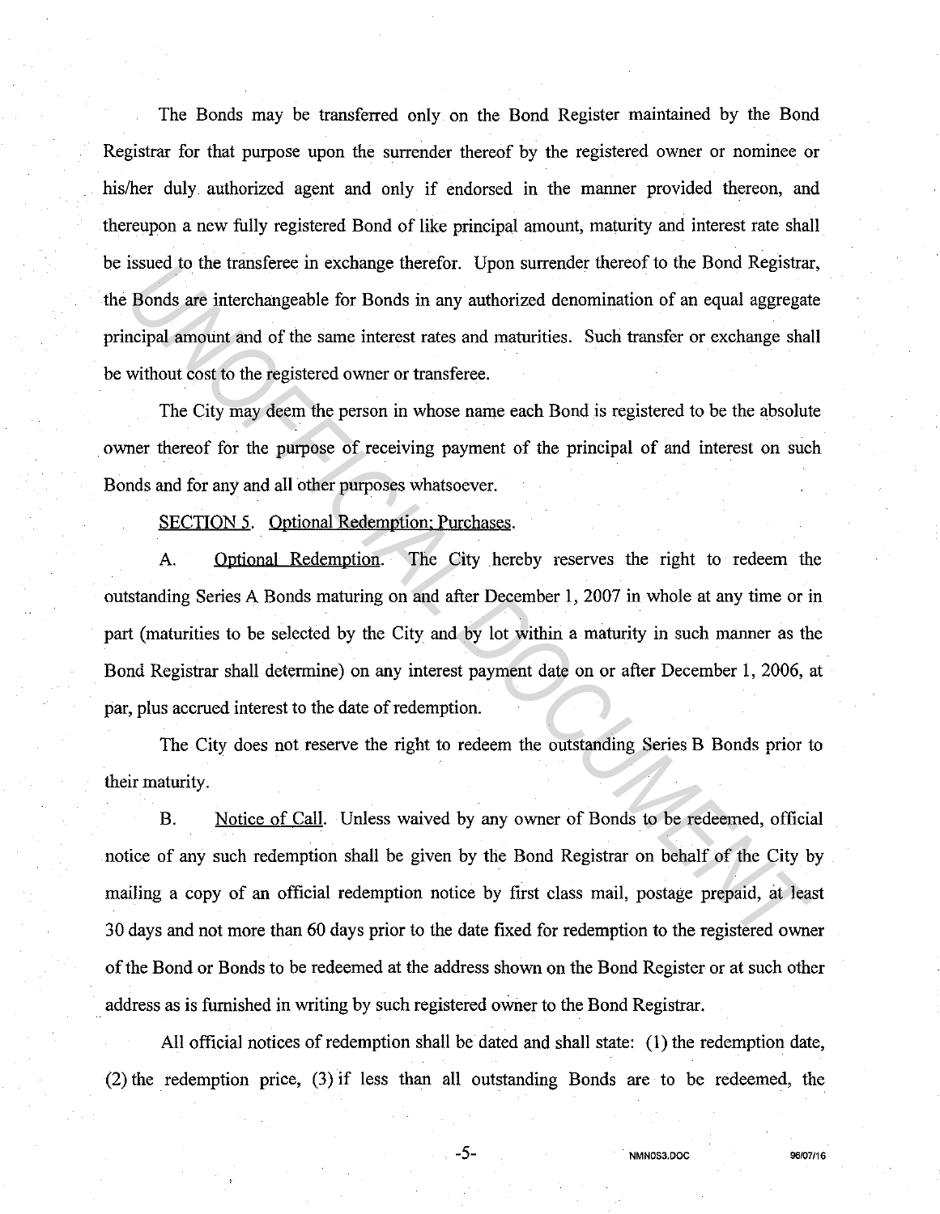The Bonds may be transferred only on the Bond Register maintained by the Bond Registrar for that purpose upon the surrender thereof by the registered owner or nominee or his/her duly authorized agent and only if endorsed in the manner provided thereon, and thereupon a new fully registered Bond of like principal amount, maturity and interest rate shall be issued to the transferee in exchange therefor. Upon surrender thereof to the Bond Registrar, the Bonds are interchangeable for Bonds in any authorized denomination of an equal aggregate principal amount and of the same interest rates and maturities. Such transfer or exchange shall be without cost to the registered owner or transferee.

The City may deem the person in whose name each Bond is registered to be the absolute owner thereof for the purpose of receiving payment of the principal of and interest on such Bonds and for any and all other purposes whatsoever.

SECTION 5. Optional Redemption; Purchases.

A. Optional Redemption. The City hereby reserves the right to redeem the outstanding Series A Bonds maturing on and after December 1, 2007 in whole at any time or in part (maturities to be selected by the City and by lot within a maturity in such manner as the Bond Registrar shall determine) on any interest payment date on or after December 1, 2006, at par, plus accrued interest to the date of redemption.

The City does not reserve the right to redeem the outstanding Series B Bonds prior to their maturity.

B. Notice of Call. Unless waived by any owner of Bonds to be redeemed, official notice of any such redemption shall be given by the Bond Registrar on behalf of the City by mailing a copy of an official redemption notice by first class mail, postage prepaid, at least 30 days and not more than 60 days prior to the date fixed for redemption to the registered owner of the Bond or Bonds to be redeemed at the address shown on the Bond Register or at such other address as is furnished in writing by such registered owner to the Bond Registrar.

All official notices of redemption shall be dated and shall state: (1) the redemption date, (2) the redemption price, (3) if less than all outstanding Bonds are to be redeemed, the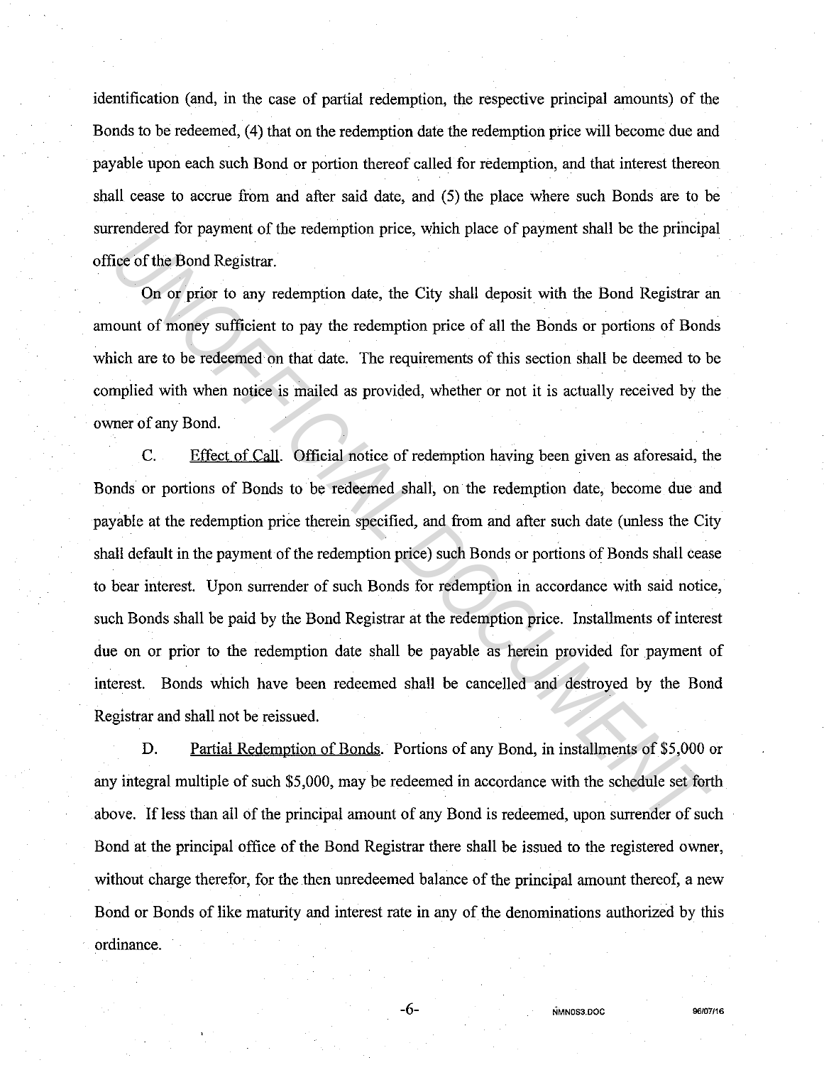identification (and, in the case of partial redemption, the respective principal amounts) of the Bonds to be redeemed, (4) that on the redemption date the redemption price will become due and payable upon each such Bond or portion thereof called for redemption, and that interest thereon shall cease to accrue from and after said date, and (5) the place where such Bonds are to be surrendered for payment of the redemption price, which place of payment shall be the principal office of the Bond Registrar.

On or prior to any redemption date, the City shall deposit with the Bond Registrar an amount of money sufficient to pay the redemption price of all the Bonds or portions of Bonds which are to be redeemed on that date. The requirements of this section shall be deemed to be complied with when notice is mailed as provided, whether or not it is actually received by the owner of any Bond.

C. Effect of Call. Official notice of redemption having been given as aforesaid, the Bonds or portions of Bonds to be redeemed shall, on the redemption date, become due and payable at the redemption price therein specified, and from and after such date (unless the City shall default in the payment of the redemption price) such Bonds or portions of Bonds shall cease to bear interest. Upon surrender of such Bonds for redemption in accordance with said notice, such Bonds shall be paid by the Bond Registrar at the redemption price. Installments of interest due on or prior to the redemption date shall be payable as herein provided for payment of interest. Bonds which have been redeemed shall be cancelled and destroyed by the Bond Registrar and shall not be reissued.

D. Partial Redemption of Bonds. Portions of any Bond, in installments of $5,000 or any integral multiple of such $5,000, may be redeemed in accordance with the schedule set forth above. If less than all of the principal amount of any Bond is redeemed, upon surrender of such Bond at the principal office of the Bond Registrar there shall be issued to the registered owner, without charge therefor, for the then unredeemed balance of the principal amount thereof, a new Bond or Bonds of like maturity and interest rate in any of the denominations authorized by this ordinance.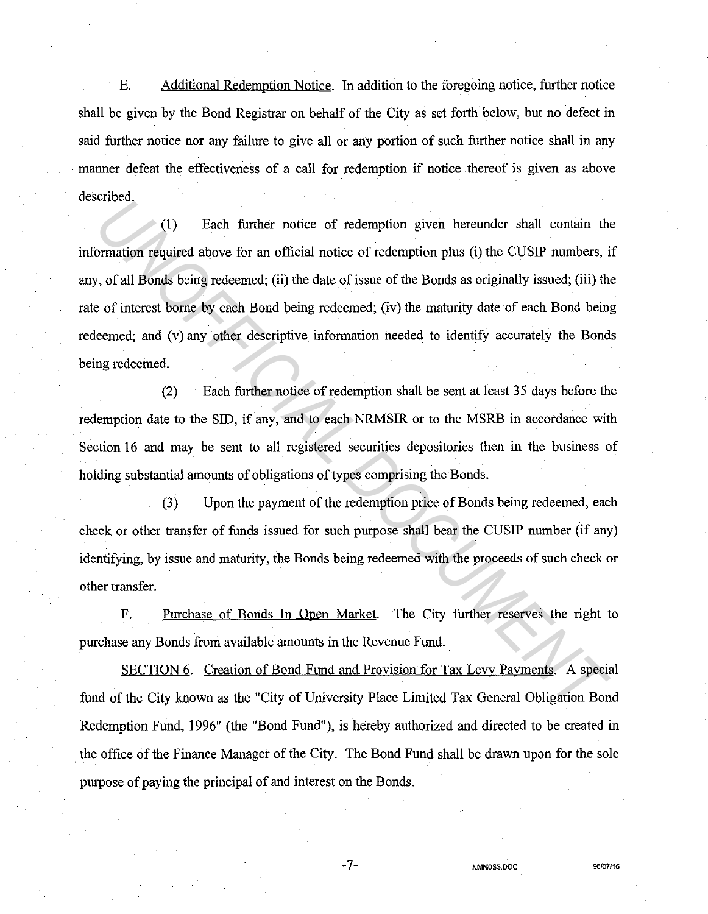E. Additional Redemption Notice. In addition to the foregoing notice, further notice shall be given by the Bond Registrar on behalf of the City as set forth below, but no defect in said further notice nor any failure to give all or any portion of such further notice shall in any manner defeat the effectiveness of a call for redemption if notice thereof is given as above described.

(1) Each further notice of redemption given hereunder shall contain the information required above for an official notice of redemption plus (i) the CUSIP numbers, if any, of all Bonds being redeemed; (ii) the date of issue of the Bonds as originally issued; (iii) the rate of interest borne by each Bond being redeemed; (iv) the maturity date of each Bond being redeemed; and (v) any other descriptive information needed to identify accurately the Bonds being redeemed.

(2) Each further notice of redemption shall be sent at least 35 days before the redemption date to the SID, if any, and to each NRMSIR or to the MSRB in accordance with Section 16 and may be sent to all registered securities depositories then in the business of holding substantial amounts of obligations of types comprising the Bonds.

(3) Upon the payment of the redemption price of Bonds being redeemed, each check or other transfer of funds issued for such purpose shall bear the CUSIP number (if any) identifying, by issue and maturity, the Bonds being redeemed with the proceeds of such check or other transfer.

F. Purchase of Bonds In Open Market. The City further reserves the right to purchase any Bonds from available amounts in the Revenue Fund.

SECTION 6. Creation of Bond Fund and Provision for Tax Levy Payments. A special fund of the City known as the "City of University Place Limited Tax General Obligation Bond Redemption Fund, 1996" (the "Bond Fund"), is hereby authorized and directed to be created in the office of the Finance Manager of the City. The Bond Fund shall be drawn upon for the sole purpose of paying the principal of and interest on the Bonds.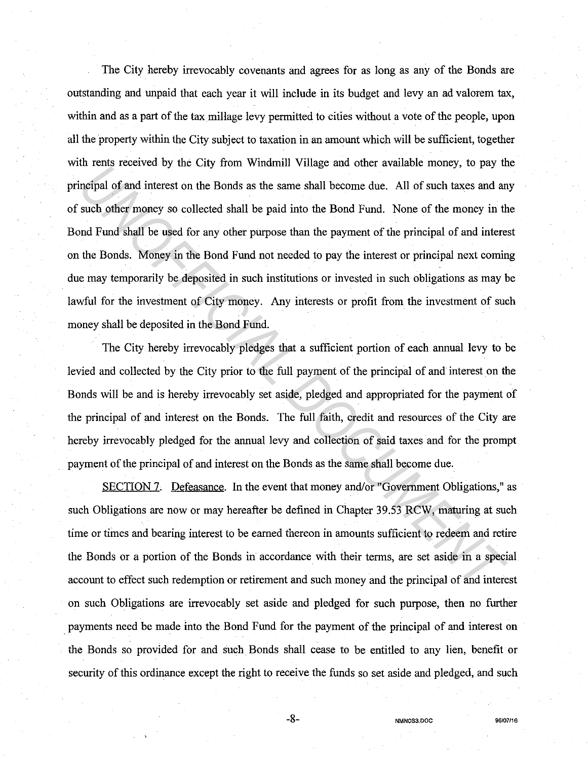The City hereby irrevocably covenants and agrees for as long as any of the Bonds are outstanding and unpaid that each year it will include in its budget and levy an ad valorem tax, within and as a part of the tax millage levy permitted to cities without a vote of the people, upon all the property within the City subject to taxation in an amount which will be sufficient, together with rents received by the City from Windmill Village and other available money, to pay the principal of and interest on the Bonds as the same shall become due. All of such taxes and any of such other money so collected shall be paid into the Bond Fund. None of the money in the Bond Fund shall be used for any other purpose than the payment of the principal of and interest on the Bonds. Money in the Bond Fund not needed to pay the interest or principal next coming due may temporarily be deposited in such institutions or invested in such obligations as may be lawful for the investment of City money. Any interests or profit from the investment of such money shall be deposited in the Bond Fund.

The City hereby irrevocably pledges that a sufficient portion of each annual levy to be levied and collected by the City prior to the full payment of the principal of and interest on the Bonds will be and is hereby irrevocably set aside, pledged and appropriated for the payment of the principal of and interest on the Bonds. The full faith, credit and resources of the City are hereby irrevocably pledged for the annual levy and collection of said taxes and for the prompt payment of the principal of and interest on the Bonds as the same shall become due.

SECTION 7. Defeasance. In the event that money and/or "Government Obligations," as such Obligations are now or may hereafter be defined in Chapter 39.53 RCW, maturing at such time or times and bearing interest to be earned thereon in amounts sufficient to redeem and retire the Bonds or a portion of the Bonds in accordance with their terms, are set aside in a special account to effect such redemption or retirement and such money and the principal of and interest on such Obligations are irrevocably set aside and pledged for such purpose, then no further payments need be made into the Bond Fund for the payment of the principal of and interest on the Bonds so provided for and such Bonds shall cease to be entitled to any lien, benefit or security of this ordinance except the right to receive the funds so set aside and pledged, and such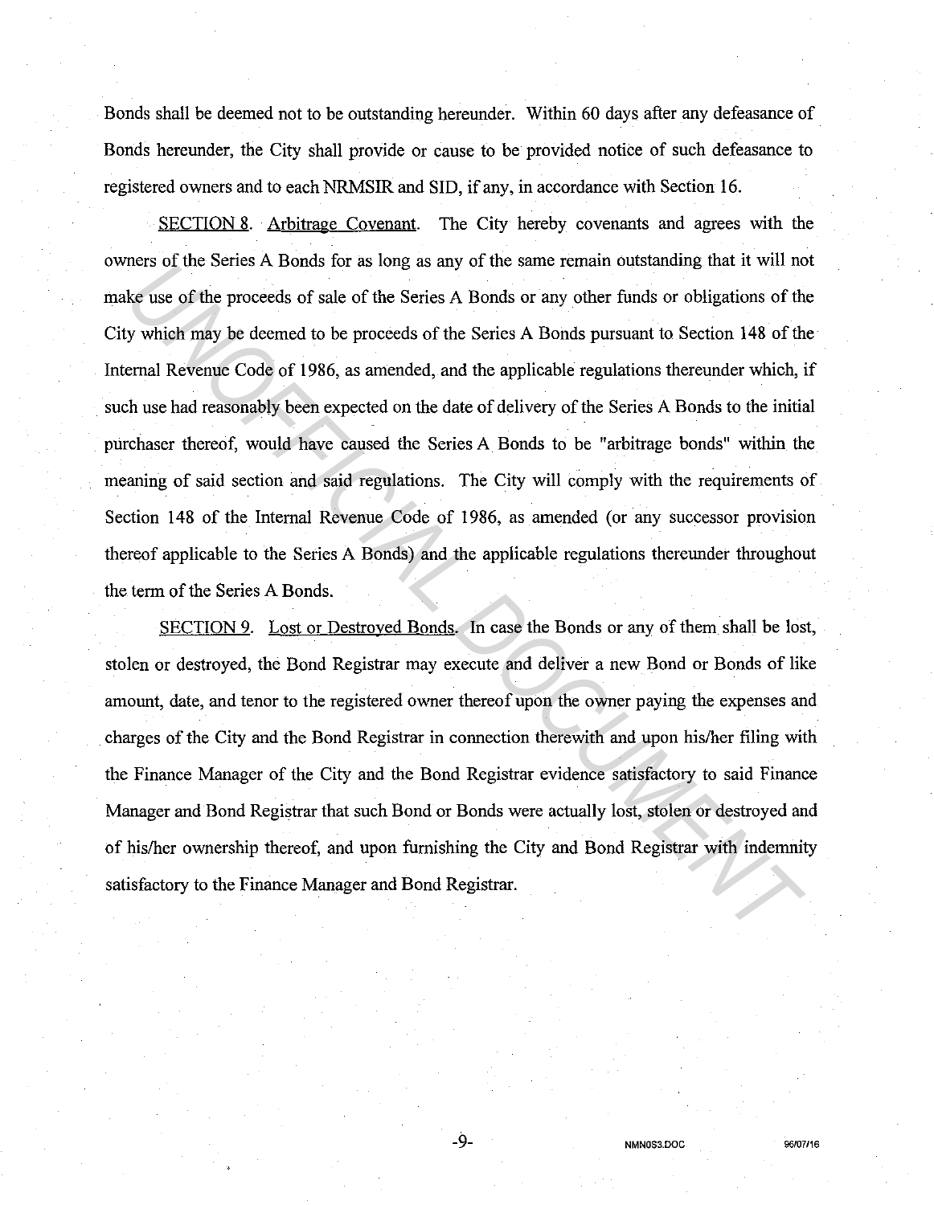Bonds shall be deemed not to be outstanding hereunder. Within 60 days after any defeasance of Bonds hereunder, the City shall provide or cause to be provided notice of such defeasance to registered owners and to each NRMSIR and SID, if any, in accordance with Section 16.

SECTION 8. Arbitrage Covenant. The City hereby covenants and agrees with the owners of the Series A Bonds for as long as any of the same remain outstanding that it will not make use of the proceeds of sale of the Series A Bonds or any other funds or obligations of the City which may be deemed to be proceeds of the Series A Bonds pursuant to Section 148 of the Internal Revenue Code of 1986, as amended, and the applicable regulations thereunder which, if such use had reasonably been expected on the date of delivery of the Series A Bonds to the initial purchaser thereof, would have caused the Series A Bonds to be "arbitrage bonds" within the meaning of said section and said regulations. The City will comply with the requirements of Section 148 of the Internal Revenue Code of 1986, as amended (or any successor provision thereof applicable to the Series A Bonds) and the applicable regulations thereunder throughout the term of the Series A Bonds.

SECTION 9. Lost or Destroyed Bonds. In case the Bonds or any of them shall be lost, stolen or destroyed, the Bond Registrar may execute and deliver a new Bond or Bonds of like amount, date, and tenor to the registered owner thereof upon the owner paying the expenses and charges of the City and the Bond Registrar in connection therewith and upon his/her filing with the Finance Manager of the City and the Bond Registrar evidence satisfactory to said Finance Manager and Bond Registrar that such Bond or Bonds were actually lost, stolen or destroyed and of his/her ownership thereof, and upon furnishing the City and Bond Registrar with indemnity satisfactory to the Finance Manager and Bond Registrar.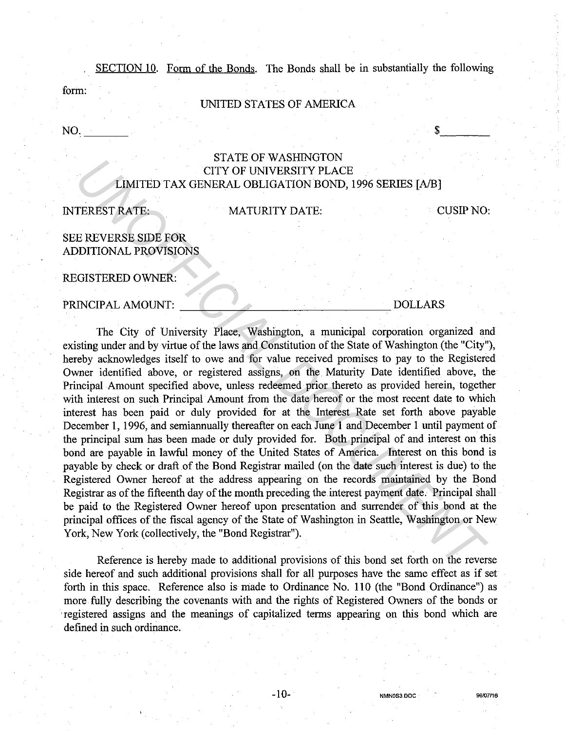SECTION 10. Form of the Bonds. The Bonds shall be in substantially the following form:

UNITED STATES OF AMERICA

NO. ________ $________

STATE OF WASHINGTON
CITY OF UNIVERSITY PLACE
LIMITED TAX GENERAL OBLIGATION BOND, 1996 SERIES [A/B]

INTEREST RATE: MATURITY DATE: CUSIP NO:

SEE REVERSE SIDE FOR
ADDITIONAL PROVISIONS

REGISTERED OWNER:

PRINCIPAL AMOUNT: ____________________________________ DOLLARS

The City of University Place, Washington, a municipal corporation organized and existing under and by virtue of the laws and Constitution of the State of Washington (the "City"), hereby acknowledges itself to owe and for value received promises to pay to the Registered Owner identified above, or registered assigns, on the Maturity Date identified above, the Principal Amount specified above, unless redeemed prior thereto as provided herein, together with interest on such Principal Amount from the date hereof or the most recent date to which interest has been paid or duly provided for at the Interest Rate set forth above payable December 1, 1996, and semiannually thereafter on each June 1 and December 1 until payment of the principal sum has been made or duly provided for. Both principal of and interest on this bond are payable in lawful money of the United States of America. Interest on this bond is payable by check or draft of the Bond Registrar mailed (on the date such interest is due) to the Registered Owner hereof at the address appearing on the records maintained by the Bond Registrar as of the fifteenth day of the month preceding the interest payment date. Principal shall be paid to the Registered Owner hereof upon presentation and surrender of this bond at the principal offices of the fiscal agency of the State of Washington in Seattle, Washington or New York, New York (collectively, the "Bond Registrar").

Reference is hereby made to additional provisions of this bond set forth on the reverse side hereof and such additional provisions shall for all purposes have the same effect as if set forth in this space. Reference also is made to Ordinance No. 110 (the "Bond Ordinance") as more fully describing the covenants with and the rights of Registered Owners of the bonds or registered assigns and the meanings of capitalized terms appearing on this bond which are defined in such ordinance.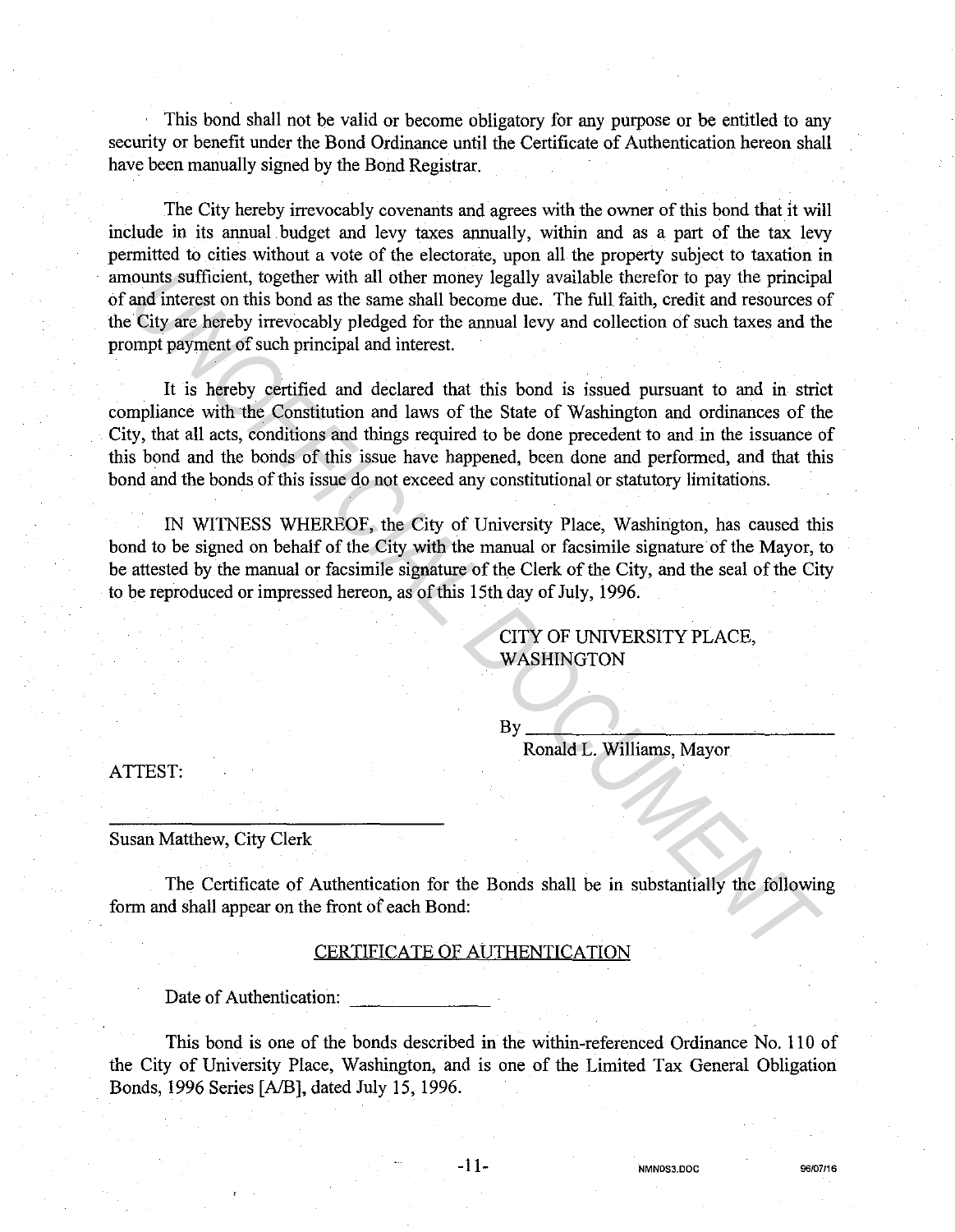This bond shall not be valid or become obligatory for any purpose or be entitled to any security or benefit under the Bond Ordinance until the Certificate of Authentication hereon shall have been manually signed by the Bond Registrar.

The City hereby irrevocably covenants and agrees with the owner of this bond that it will include in its annual budget and levy taxes annually, within and as a part of the tax levy permitted to cities without a vote of the electorate, upon all the property subject to taxation in amounts sufficient, together with all other money legally available therefor to pay the principal of and interest on this bond as the same shall become due. The full faith, credit and resources of the City are hereby irrevocably pledged for the annual levy and collection of such taxes and the prompt payment of such principal and interest.

It is hereby certified and declared that this bond is issued pursuant to and in strict compliance with the Constitution and laws of the State of Washington and ordinances of the City, that all acts, conditions and things required to be done precedent to and in the issuance of this bond and the bonds of this issue have happened, been done and performed, and that this bond and the bonds of this issue do not exceed any constitutional or statutory limitations.

IN WITNESS WHEREOF, the City of University Place, Washington, has caused this bond to be signed on behalf of the City with the manual or facsimile signature of the Mayor, to be attested by the manual or facsimile signature of the Clerk of the City, and the seal of the City to be reproduced or impressed hereon, as of this 15th day of July, 1996.

CITY OF UNIVERSITY PLACE,
WASHINGTON

By ______________________________
Ronald L. Williams, Mayor

ATTEST:

______________________________
Susan Matthew, City Clerk

The Certificate of Authentication for the Bonds shall be in substantially the following form and shall appear on the front of each Bond:

CERTIFICATE OF AUTHENTICATION

Date of Authentication: ______________

This bond is one of the bonds described in the within-referenced Ordinance No. 110 of the City of University Place, Washington, and is one of the Limited Tax General Obligation Bonds, 1996 Series [A/B], dated July 15, 1996.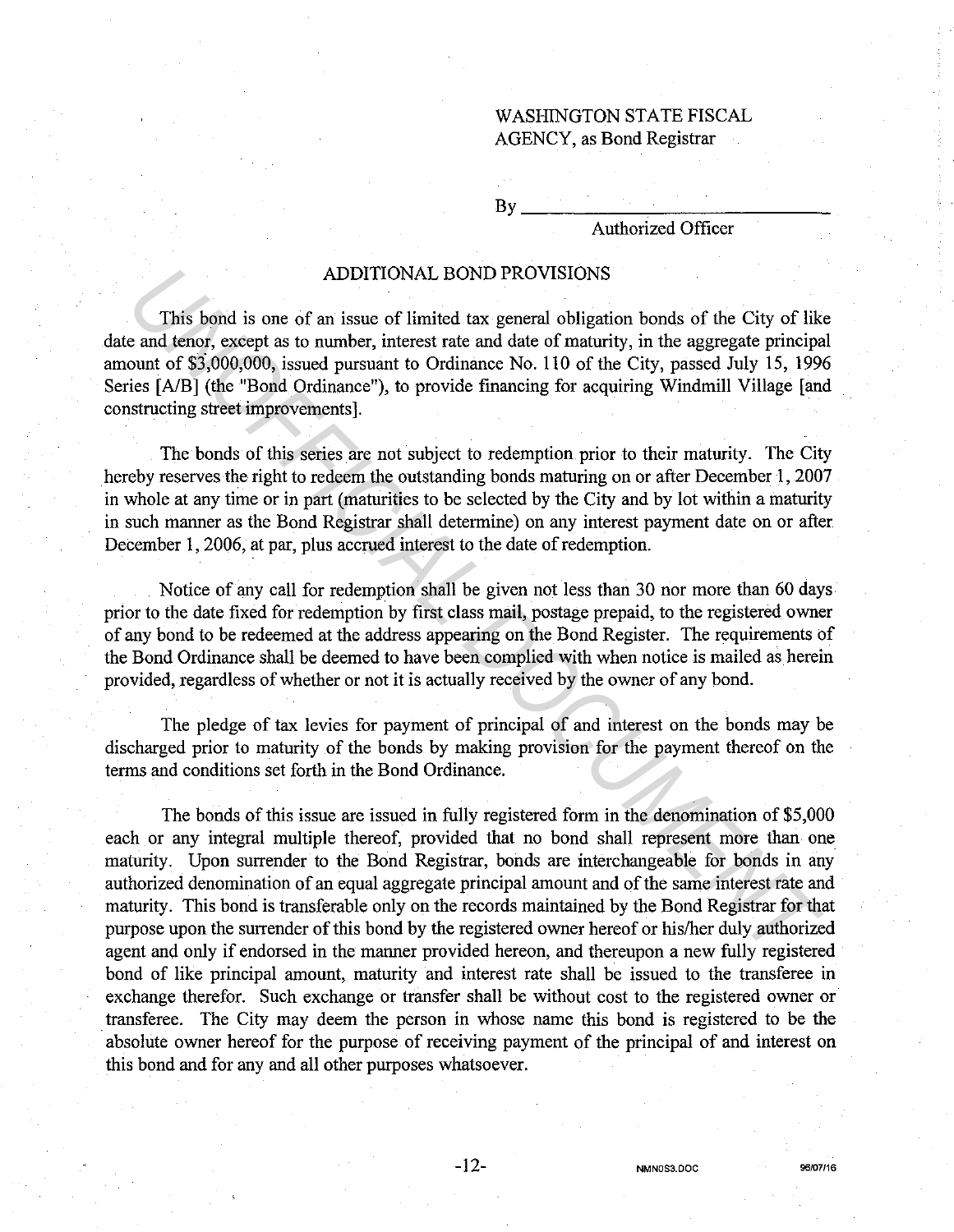WASHINGTON STATE FISCAL AGENCY, as Bond Registrar

By ______________________________

Authorized Officer

## ADDITIONAL BOND PROVISIONS

This bond is one of an issue of limited tax general obligation bonds of the City of like date and tenor, except as to number, interest rate and date of maturity, in the aggregate principal amount of $3,000,000, issued pursuant to Ordinance No. 110 of the City, passed July 15, 1996 Series [A/B] (the "Bond Ordinance"), to provide financing for acquiring Windmill Village [and constructing street improvements].

The bonds of this series are not subject to redemption prior to their maturity. The City hereby reserves the right to redeem the outstanding bonds maturing on or after December 1, 2007 in whole at any time or in part (maturities to be selected by the City and by lot within a maturity in such manner as the Bond Registrar shall determine) on any interest payment date on or after December 1, 2006, at par, plus accrued interest to the date of redemption.

Notice of any call for redemption shall be given not less than 30 nor more than 60 days prior to the date fixed for redemption by first class mail, postage prepaid, to the registered owner of any bond to be redeemed at the address appearing on the Bond Register. The requirements of the Bond Ordinance shall be deemed to have been complied with when notice is mailed as herein provided, regardless of whether or not it is actually received by the owner of any bond.

The pledge of tax levies for payment of principal of and interest on the bonds may be discharged prior to maturity of the bonds by making provision for the payment thereof on the terms and conditions set forth in the Bond Ordinance.

The bonds of this issue are issued in fully registered form in the denomination of $5,000 each or any integral multiple thereof, provided that no bond shall represent more than one maturity. Upon surrender to the Bond Registrar, bonds are interchangeable for bonds in any authorized denomination of an equal aggregate principal amount and of the same interest rate and maturity. This bond is transferable only on the records maintained by the Bond Registrar for that purpose upon the surrender of this bond by the registered owner hereof or his/her duly authorized agent and only if endorsed in the manner provided hereon, and thereupon a new fully registered bond of like principal amount, maturity and interest rate shall be issued to the transferee in exchange therefor. Such exchange or transfer shall be without cost to the registered owner or transferee. The City may deem the person in whose name this bond is registered to be the absolute owner hereof for the purpose of receiving payment of the principal of and interest on this bond and for any and all other purposes whatsoever.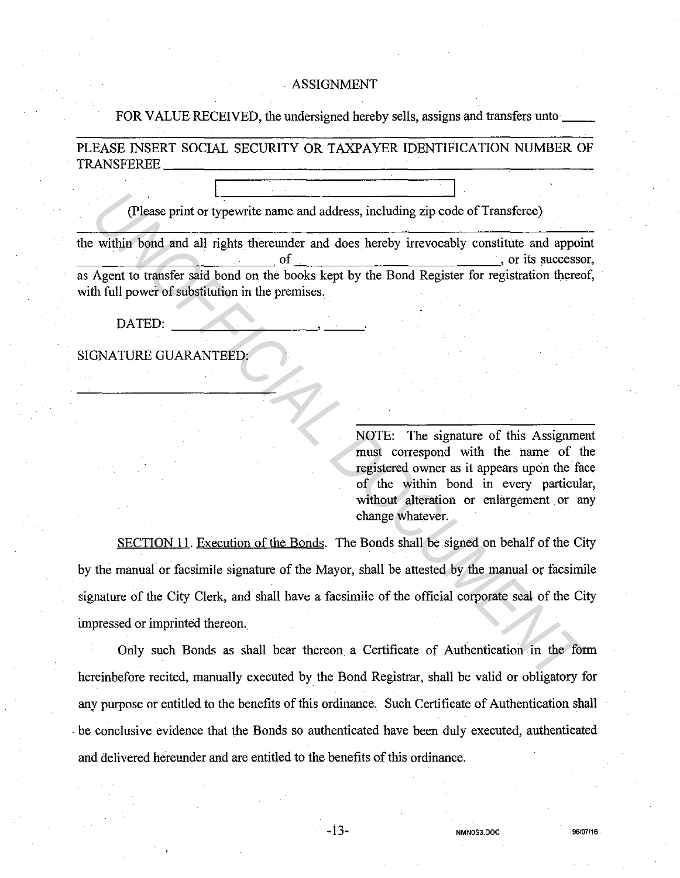ASSIGNMENT

FOR VALUE RECEIVED, the undersigned hereby sells, assigns and transfers unto _____

PLEASE INSERT SOCIAL SECURITY OR TAXPAYER IDENTIFICATION NUMBER OF TRANSFEREE ____________________

(Please print or typewrite name and address, including zip code of Transferee)

the within bond and all rights thereunder and does hereby irrevocably constitute and appoint ____________________ of ____________________, or its successor, as Agent to transfer said bond on the books kept by the Bond Register for registration thereof, with full power of substitution in the premises.

DATED: ____________________, ______.

SIGNATURE GUARANTEED:

____________________

____________________

NOTE: The signature of this Assignment must correspond with the name of the registered owner as it appears upon the face of the within bond in every particular, without alteration or enlargement or any change whatever.

SECTION 11. Execution of the Bonds. The Bonds shall be signed on behalf of the City by the manual or facsimile signature of the Mayor, shall be attested by the manual or facsimile signature of the City Clerk, and shall have a facsimile of the official corporate seal of the City impressed or imprinted thereon.

Only such Bonds as shall bear thereon a Certificate of Authentication in the form hereinbefore recited, manually executed by the Bond Registrar, shall be valid or obligatory for any purpose or entitled to the benefits of this ordinance. Such Certificate of Authentication shall be conclusive evidence that the Bonds so authenticated have been duly executed, authenticated and delivered hereunder and are entitled to the benefits of this ordinance.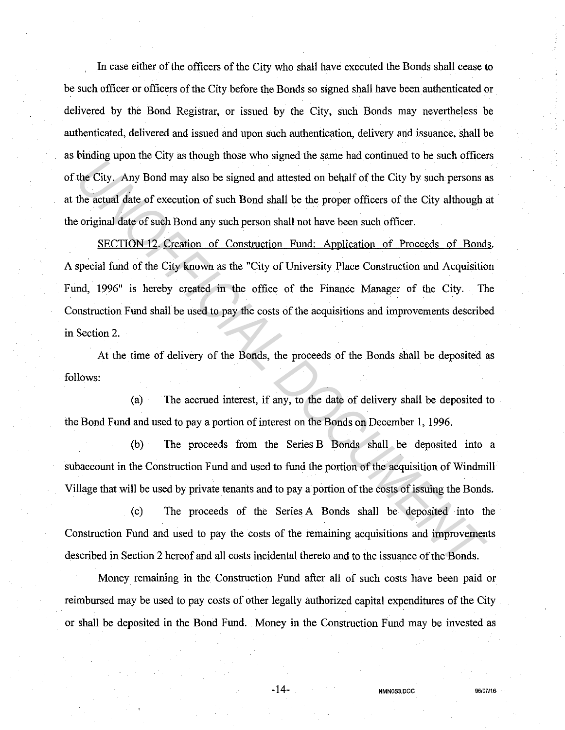In case either of the officers of the City who shall have executed the Bonds shall cease to be such officer or officers of the City before the Bonds so signed shall have been authenticated or delivered by the Bond Registrar, or issued by the City, such Bonds may nevertheless be authenticated, delivered and issued and upon such authentication, delivery and issuance, shall be as binding upon the City as though those who signed the same had continued to be such officers of the City. Any Bond may also be signed and attested on behalf of the City by such persons as at the actual date of execution of such Bond shall be the proper officers of the City although at the original date of such Bond any such person shall not have been such officer.

SECTION 12. Creation of Construction Fund; Application of Proceeds of Bonds. A special fund of the City known as the "City of University Place Construction and Acquisition Fund, 1996" is hereby created in the office of the Finance Manager of the City. The Construction Fund shall be used to pay the costs of the acquisitions and improvements described in Section 2.

At the time of delivery of the Bonds, the proceeds of the Bonds shall be deposited as follows:

(a) The accrued interest, if any, to the date of delivery shall be deposited to the Bond Fund and used to pay a portion of interest on the Bonds on December 1, 1996.

(b) The proceeds from the Series B Bonds shall be deposited into a subaccount in the Construction Fund and used to fund the portion of the acquisition of Windmill Village that will be used by private tenants and to pay a portion of the costs of issuing the Bonds.

(c) The proceeds of the Series A Bonds shall be deposited into the Construction Fund and used to pay the costs of the remaining acquisitions and improvements described in Section 2 hereof and all costs incidental thereto and to the issuance of the Bonds.

Money remaining in the Construction Fund after all of such costs have been paid or reimbursed may be used to pay costs of other legally authorized capital expenditures of the City or shall be deposited in the Bond Fund. Money in the Construction Fund may be invested as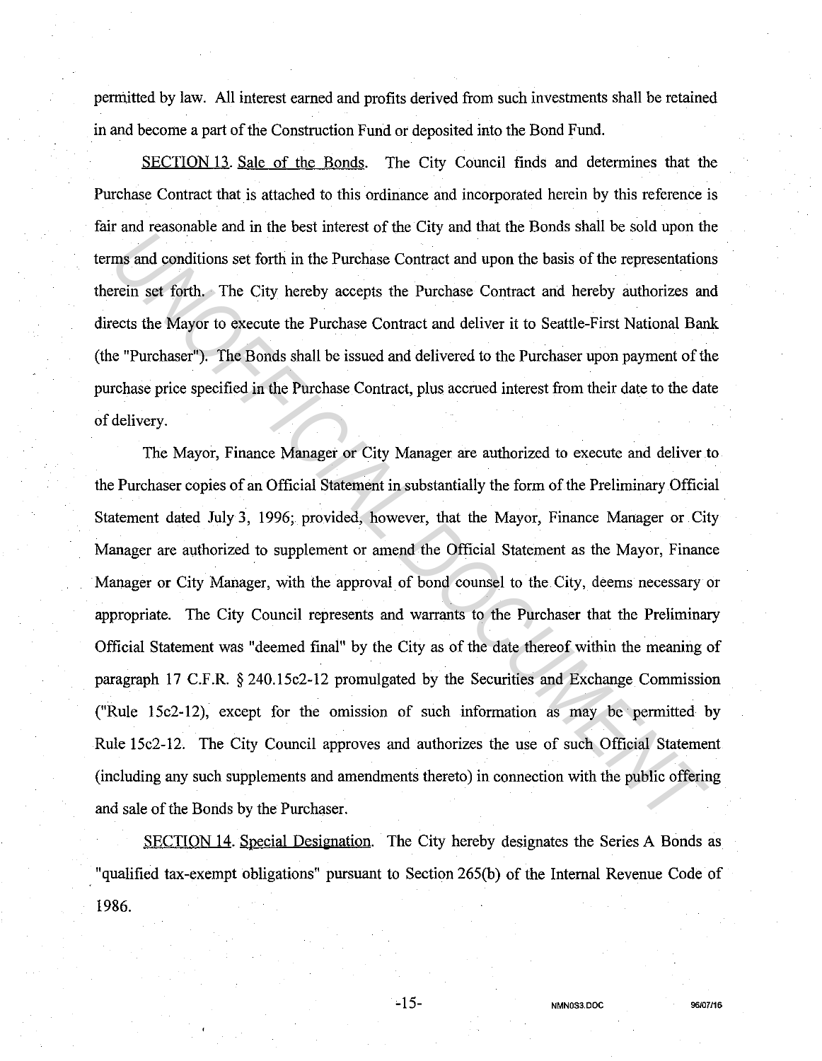permitted by law. All interest earned and profits derived from such investments shall be retained in and become a part of the Construction Fund or deposited into the Bond Fund.

SECTION 13. Sale of the Bonds. The City Council finds and determines that the Purchase Contract that is attached to this ordinance and incorporated herein by this reference is fair and reasonable and in the best interest of the City and that the Bonds shall be sold upon the terms and conditions set forth in the Purchase Contract and upon the basis of the representations therein set forth. The City hereby accepts the Purchase Contract and hereby authorizes and directs the Mayor to execute the Purchase Contract and deliver it to Seattle-First National Bank (the "Purchaser"). The Bonds shall be issued and delivered to the Purchaser upon payment of the purchase price specified in the Purchase Contract, plus accrued interest from their date to the date of delivery.

The Mayor, Finance Manager or City Manager are authorized to execute and deliver to the Purchaser copies of an Official Statement in substantially the form of the Preliminary Official Statement dated July 3, 1996; provided, however, that the Mayor, Finance Manager or City Manager are authorized to supplement or amend the Official Statement as the Mayor, Finance Manager or City Manager, with the approval of bond counsel to the City, deems necessary or appropriate. The City Council represents and warrants to the Purchaser that the Preliminary Official Statement was "deemed final" by the City as of the date thereof within the meaning of paragraph 17 C.F.R. § 240.15c2-12 promulgated by the Securities and Exchange Commission ("Rule 15c2-12), except for the omission of such information as may be permitted by Rule 15c2-12. The City Council approves and authorizes the use of such Official Statement (including any such supplements and amendments thereto) in connection with the public offering and sale of the Bonds by the Purchaser.

SECTION 14. Special Designation. The City hereby designates the Series A Bonds as "qualified tax-exempt obligations" pursuant to Section 265(b) of the Internal Revenue Code of 1986.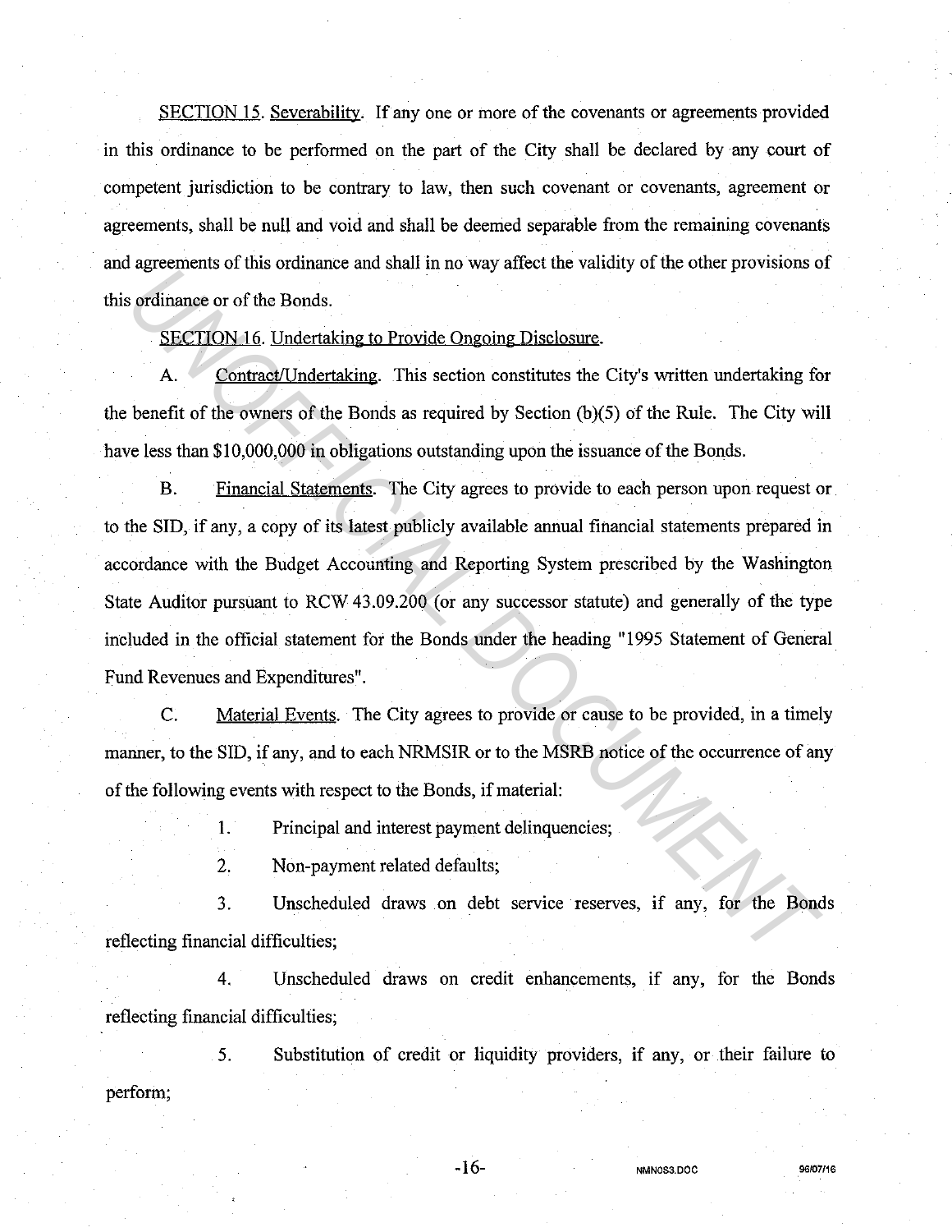SECTION 15. Severability. If any one or more of the covenants or agreements provided in this ordinance to be performed on the part of the City shall be declared by any court of competent jurisdiction to be contrary to law, then such covenant or covenants, agreement or agreements, shall be null and void and shall be deemed separable from the remaining covenants and agreements of this ordinance and shall in no way affect the validity of the other provisions of this ordinance or of the Bonds.

SECTION 16. Undertaking to Provide Ongoing Disclosure.

A. Contract/Undertaking. This section constitutes the City's written undertaking for the benefit of the owners of the Bonds as required by Section (b)(5) of the Rule. The City will have less than $10,000,000 in obligations outstanding upon the issuance of the Bonds.

B. Financial Statements. The City agrees to provide to each person upon request or to the SID, if any, a copy of its latest publicly available annual financial statements prepared in accordance with the Budget Accounting and Reporting System prescribed by the Washington State Auditor pursuant to RCW 43.09.200 (or any successor statute) and generally of the type included in the official statement for the Bonds under the heading "1995 Statement of General Fund Revenues and Expenditures".

C. Material Events. The City agrees to provide or cause to be provided, in a timely manner, to the SID, if any, and to each NRMSIR or to the MSRB notice of the occurrence of any of the following events with respect to the Bonds, if material:

1. Principal and interest payment delinquencies;

2. Non-payment related defaults;

3. Unscheduled draws on debt service reserves, if any, for the Bonds reflecting financial difficulties;

4. Unscheduled draws on credit enhancements, if any, for the Bonds reflecting financial difficulties;

5. Substitution of credit or liquidity providers, if any, or their failure to perform;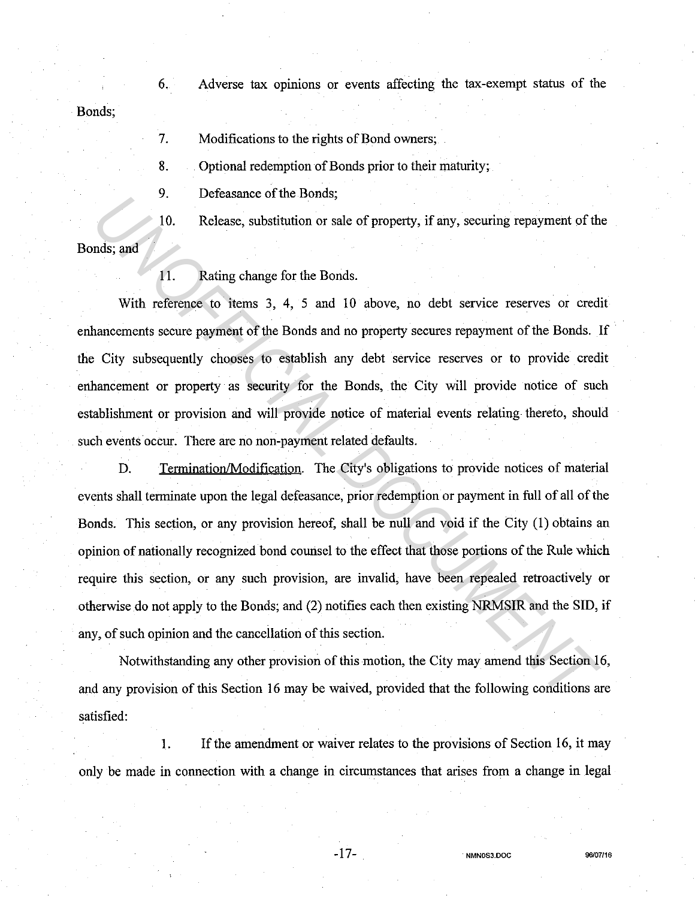6. Adverse tax opinions or events affecting the tax-exempt status of the Bonds;

7. Modifications to the rights of Bond owners;

8. Optional redemption of Bonds prior to their maturity;

9. Defeasance of the Bonds;

10. Release, substitution or sale of property, if any, securing repayment of the Bonds; and

11. Rating change for the Bonds.

With reference to items 3, 4, 5 and 10 above, no debt service reserves or credit enhancements secure payment of the Bonds and no property secures repayment of the Bonds. If the City subsequently chooses to establish any debt service reserves or to provide credit enhancement or property as security for the Bonds, the City will provide notice of such establishment or provision and will provide notice of material events relating thereto, should such events occur. There are no non-payment related defaults.

D. Termination/Modification. The City's obligations to provide notices of material events shall terminate upon the legal defeasance, prior redemption or payment in full of all of the Bonds. This section, or any provision hereof, shall be null and void if the City (1) obtains an opinion of nationally recognized bond counsel to the effect that those portions of the Rule which require this section, or any such provision, are invalid, have been repealed retroactively or otherwise do not apply to the Bonds; and (2) notifies each then existing NRMSIR and the SID, if any, of such opinion and the cancellation of this section.

Notwithstanding any other provision of this motion, the City may amend this Section 16, and any provision of this Section 16 may be waived, provided that the following conditions are satisfied:

1. If the amendment or waiver relates to the provisions of Section 16, it may only be made in connection with a change in circumstances that arises from a change in legal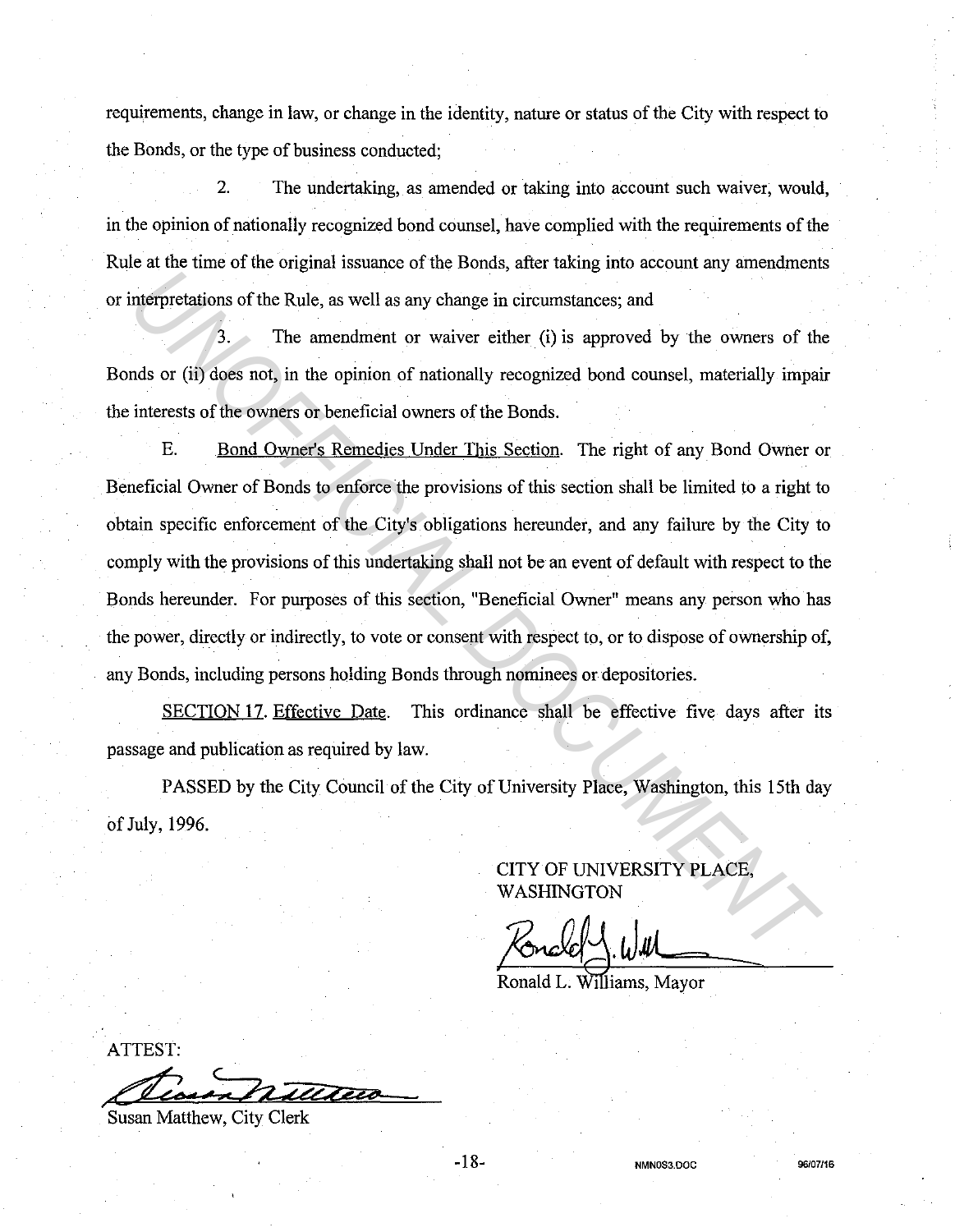requirements, change in law, or change in the identity, nature or status of the City with respect to the Bonds, or the type of business conducted;

2. The undertaking, as amended or taking into account such waiver, would, in the opinion of nationally recognized bond counsel, have complied with the requirements of the Rule at the time of the original issuance of the Bonds, after taking into account any amendments or interpretations of the Rule, as well as any change in circumstances; and

3. The amendment or waiver either (i) is approved by the owners of the Bonds or (ii) does not, in the opinion of nationally recognized bond counsel, materially impair the interests of the owners or beneficial owners of the Bonds.

E. Bond Owner's Remedies Under This Section. The right of any Bond Owner or Beneficial Owner of Bonds to enforce the provisions of this section shall be limited to a right to obtain specific enforcement of the City's obligations hereunder, and any failure by the City to comply with the provisions of this undertaking shall not be an event of default with respect to the Bonds hereunder. For purposes of this section, "Beneficial Owner" means any person who has the power, directly or indirectly, to vote or consent with respect to, or to dispose of ownership of, any Bonds, including persons holding Bonds through nominees or depositories.

SECTION 17. Effective Date. This ordinance shall be effective five days after its passage and publication as required by law.

PASSED by the City Council of the City of University Place, Washington, this 15th day of July, 1996.

CITY OF UNIVERSITY PLACE, WASHINGTON

Ronald L. Williams, Mayor

ATTEST:

Susan Matthew, City Clerk

NMN0S3.DOC 96/07/16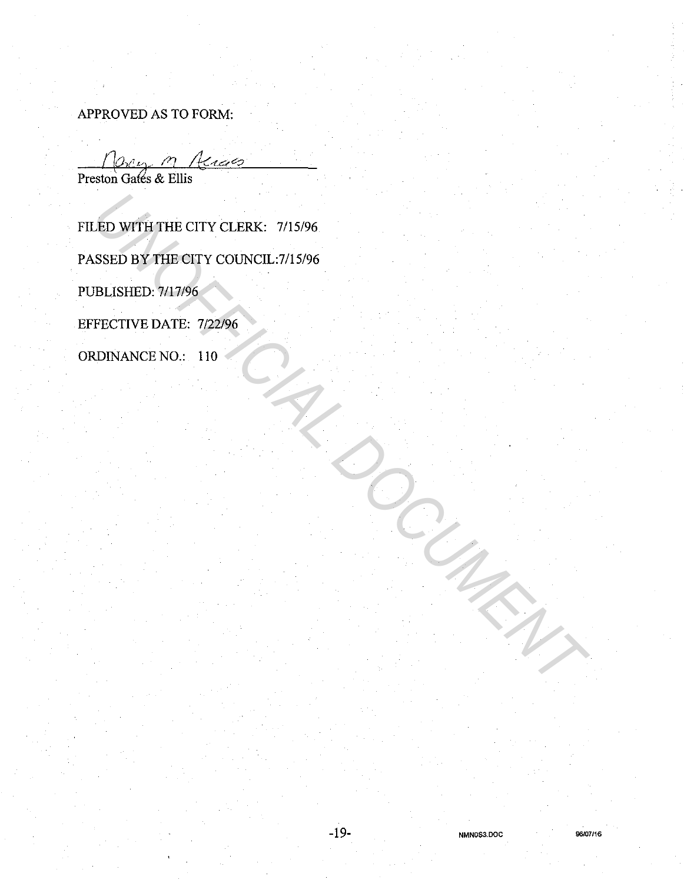APPROVED AS TO FORM:

Nancy M. Neraas

Preston Gates & Ellis

FILED WITH THE CITY CLERK: 7/15/96

PASSED BY THE CITY COUNCIL:7/15/96

PUBLISHED: 7/17/96

EFFECTIVE DATE: 7/22/96

ORDINANCE NO.: 110

NMN0S3.DOC 96/07/16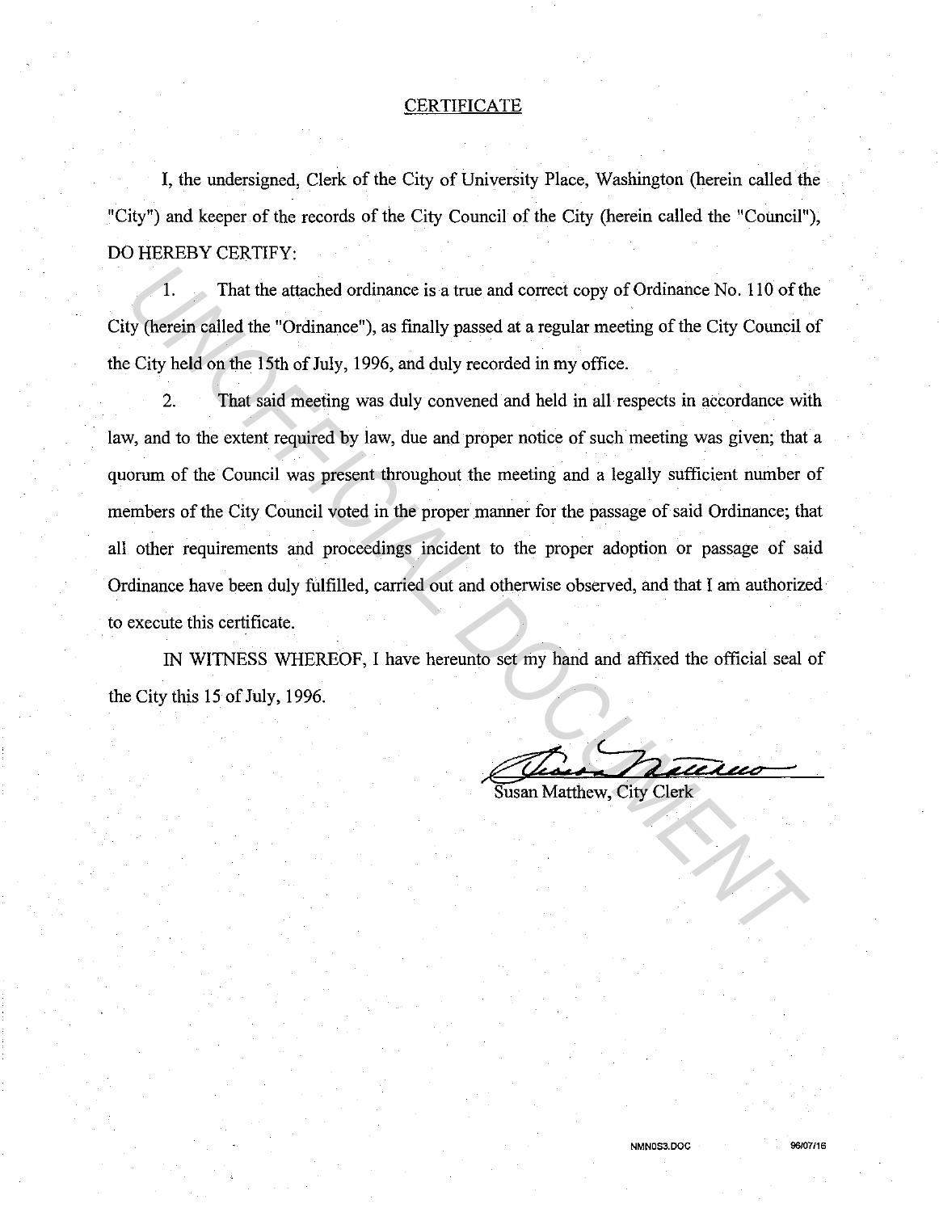## CERTIFICATE

I, the undersigned, Clerk of the City of University Place, Washington (herein called the "City") and keeper of the records of the City Council of the City (herein called the "Council"), DO HEREBY CERTIFY:

1. That the attached ordinance is a true and correct copy of Ordinance No. 110 of the City (herein called the "Ordinance"), as finally passed at a regular meeting of the City Council of the City held on the 15th of July, 1996, and duly recorded in my office.

2. That said meeting was duly convened and held in all respects in accordance with law, and to the extent required by law, due and proper notice of such meeting was given; that a quorum of the Council was present throughout the meeting and a legally sufficient number of members of the City Council voted in the proper manner for the passage of said Ordinance; that all other requirements and proceedings incident to the proper adoption or passage of said Ordinance have been duly fulfilled, carried out and otherwise observed, and that I am authorized to execute this certificate.

IN WITNESS WHEREOF, I have hereunto set my hand and affixed the official seal of the City this 15 of July, 1996.

Susan Matthew, City Clerk

NMN0S3.DOC 96/07/16